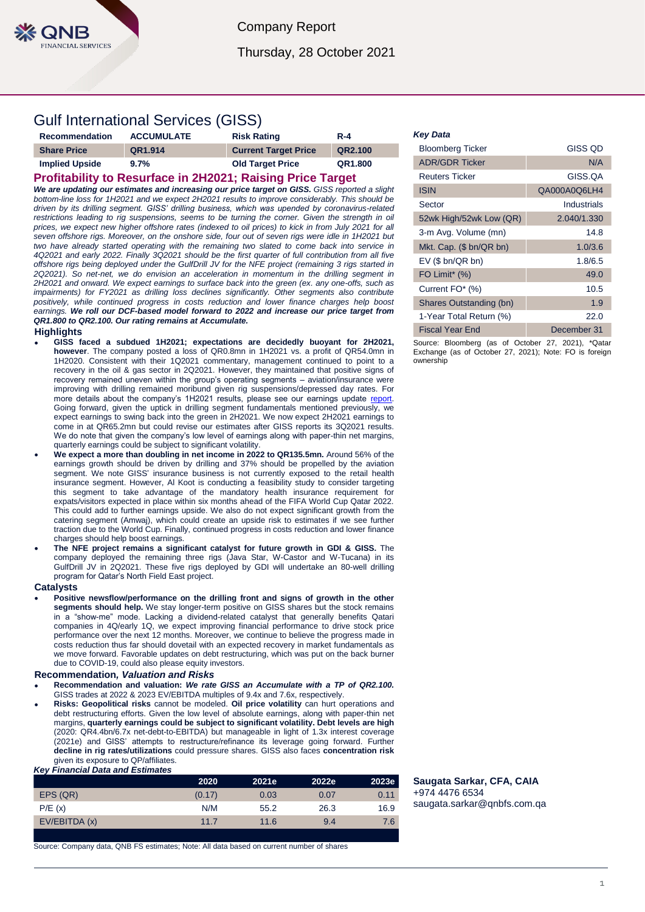Company Report

Thursday, 28 October 2021

# Gulf International Services (GISS)

| Recommendation | ACCUMULATE | Risk Rating | R-4 |
|---|---|---|---|
| Share Price | QR1.914 | Current Target Price | QR2.100 |
| Implied Upside | 9.7% | Old Target Price | QR1.800 |

## Profitability to Resurface in 2H2021; Raising Price Target

***We are updating our estimates and increasing our price target on GISS.*** *GISS reported a slight bottom-line loss for 1H2021 and we expect 2H2021 results to improve considerably. This should be driven by its drilling segment. GISS' drilling business, which was upended by coronavirus-related restrictions leading to rig suspensions, seems to be turning the corner. Given the strength in oil prices, we expect new higher offshore rates (indexed to oil prices) to kick in from July 2021 for all seven offshore rigs. Moreover, on the onshore side, four out of seven rigs were idle in 1H2021 but two have already started operating with the remaining two slated to come back into service in 4Q2021 and early 2022. Finally 3Q2021 should be the first quarter of full contribution from all five offshore rigs being deployed under the GulfDrill JV for the NFE project (remaining 3 rigs started in 2Q2021). So net-net, we do envision an acceleration in momentum in the drilling segment in 2H2021 and onward. We expect earnings to surface back into the green (ex. any one-offs, such as impairments) for FY2021 as drilling loss declines significantly. Other segments also contribute positively, while continued progress in costs reduction and lower finance charges help boost earnings.* ***We roll our DCF-based model forward to 2022 and increase our price target from QR1.800 to QR2.100. Our rating remains at Accumulate.***

### Highlights

- **GISS faced a subdued 1H2021; expectations are decidedly buoyant for 2H2021, however**. The company posted a loss of QR0.8mn in 1H2021 vs. a profit of QR54.0mn in 1H2020. Consistent with their 1Q2021 commentary, management continued to point to a recovery in the oil & gas sector in 2Q2021. However, they maintained that positive signs of recovery remained uneven within the group's operating segments – aviation/insurance were improving with drilling remained moribund given rig suspensions/depressed day rates. For more details about the company's 1H2021 results, please see our earnings update report. Going forward, given the uptick in drilling segment fundamentals mentioned previously, we expect earnings to swing back into the green in 2H2021. We now expect 2H2021 earnings to come in at QR65.2mn but could revise our estimates after GISS reports its 3Q2021 results. We do note that given the company's low level of earnings along with paper-thin net margins, quarterly earnings could be subject to significant volatility.
- **We expect a more than doubling in net income in 2022 to QR135.5mn.** Around 56% of the earnings growth should be driven by drilling and 37% should be propelled by the aviation segment. We note GISS' insurance business is not currently exposed to the retail health insurance segment. However, Al Koot is conducting a feasibility study to consider targeting this segment to take advantage of the mandatory health insurance requirement for expats/visitors expected in place within six months ahead of the FIFA World Cup Qatar 2022. This could add to further earnings upside. We also do not expect significant growth from the catering segment (Amwaj), which could create an upside risk to estimates if we see further traction due to the World Cup. Finally, continued progress in costs reduction and lower finance charges should help boost earnings.
- **The NFE project remains a significant catalyst for future growth in GDI & GISS.** The company deployed the remaining three rigs (Java Star, W-Castor and W-Tucana) in its GulfDrill JV in 2Q2021. These five rigs deployed by GDI will undertake an 80-well drilling program for Qatar's North Field East project.

### Catalysts

- **Positive newsflow/performance on the drilling front and signs of growth in the other segments should help.** We stay longer-term positive on GISS shares but the stock remains in a "show-me" mode. Lacking a dividend-related catalyst that generally benefits Qatari companies in 4Q/early 1Q, we expect improving financial performance to drive stock price performance over the next 12 months. Moreover, we continue to believe the progress made in costs reduction thus far should dovetail with an expected recovery in market fundamentals as we move forward. Favorable updates on debt restructuring, which was put on the back burner due to COVID-19, could also please equity investors.

### Recommendation, *Valuation and Risks*

- **Recommendation and valuation:** ***We rate GISS an Accumulate with a TP of QR2.100.*** GISS trades at 2022 & 2023 EV/EBITDA multiples of 9.4x and 7.6x, respectively.
- **Risks: Geopolitical risks** cannot be modeled. **Oil price volatility** can hurt operations and debt restructuring efforts. Given the low level of absolute earnings, along with paper-thin net margins, **quarterly earnings could be subject to significant volatility. Debt levels are high** (2020: QR4.4bn/6.7x net-debt-to-EBITDA) but manageable in light of 1.3x interest coverage (2021e) and GISS' attempts to restructure/refinance its leverage going forward. Further **decline in rig rates/utilizations** could pressure shares. GISS also faces **concentration risk** given its exposure to QP/affiliates.

***Key Financial Data and Estimates***

| | 2020 | 2021e | 2022e | 2023e |
|---|---|---|---|---|
| EPS (QR) | (0.17) | 0.03 | 0.07 | 0.11 |
| P/E (x) | N/M | 55.2 | 26.3 | 16.9 |
| EV/EBITDA (x) | 11.7 | 11.6 | 9.4 | 7.6 |

Source: Company data, QNB FS estimates; Note: All data based on current number of shares

***Key Data***

| | |
|---|---|
| Bloomberg Ticker | GISS QD |
| ADR/GDR Ticker | N/A |
| Reuters Ticker | GISS.QA |
| ISIN | QA000A0Q6LH4 |
| Sector | Industrials |
| 52wk High/52wk Low (QR) | 2.040/1.330 |
| 3-m Avg. Volume (mn) | 14.8 |
| Mkt. Cap. ($ bn/QR bn) | 1.0/3.6 |
| EV ($ bn/QR bn) | 1.8/6.5 |
| FO Limit* (%) | 49.0 |
| Current FO* (%) | 10.5 |
| Shares Outstanding (bn) | 1.9 |
| 1-Year Total Return (%) | 22.0 |
| Fiscal Year End | December 31 |

Source: Bloomberg (as of October 27, 2021), *Qatar Exchange (as of October 27, 2021); Note: FO is foreign ownership

**Saugata Sarkar, CFA, CAIA**
+974 4476 6534
saugata.sarkar@qnbfs.com.qa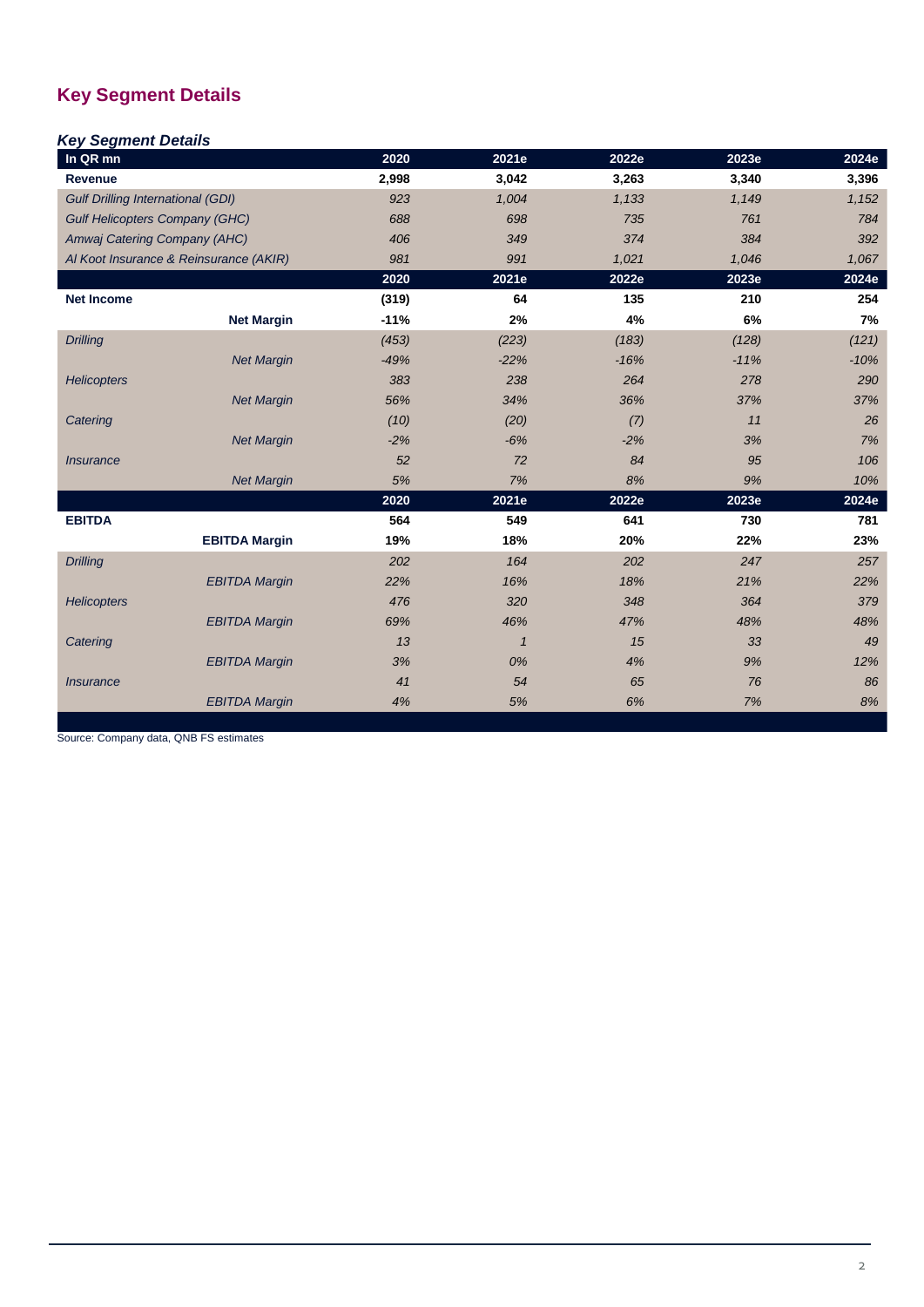## Key Segment Details

*Key Segment Details*

| In QR mn | 2020 | 2021e | 2022e | 2023e | 2024e |
|---|---|---|---|---|---|
| **Revenue** | **2,998** | **3,042** | **3,263** | **3,340** | **3,396** |
| *Gulf Drilling International (GDI)* | *923* | *1,004* | *1,133* | *1,149* | *1,152* |
| *Gulf Helicopters Company (GHC)* | *688* | *698* | *735* | *761* | *784* |
| *Amwaj Catering Company (AHC)* | *406* | *349* | *374* | *384* | *392* |
| *Al Koot Insurance & Reinsurance (AKIR)* | *981* | *991* | *1,021* | *1,046* | *1,067* |
| | **2020** | **2021e** | **2022e** | **2023e** | **2024e** |
| **Net Income** | **(319)** | **64** | **135** | **210** | **254** |
| **Net Margin** | **-11%** | **2%** | **4%** | **6%** | **7%** |
| *Drilling* | *(453)* | *(223)* | *(183)* | *(128)* | *(121)* |
| *Net Margin* | *-49%* | *-22%* | *-16%* | *-11%* | *-10%* |
| *Helicopters* | *383* | *238* | *264* | *278* | *290* |
| *Net Margin* | *56%* | *34%* | *36%* | *37%* | *37%* |
| *Catering* | *(10)* | *(20)* | *(7)* | *11* | *26* |
| *Net Margin* | *-2%* | *-6%* | *-2%* | *3%* | *7%* |
| *Insurance* | *52* | *72* | *84* | *95* | *106* |
| *Net Margin* | *5%* | *7%* | *8%* | *9%* | *10%* |
| | **2020** | **2021e** | **2022e** | **2023e** | **2024e** |
| **EBITDA** | **564** | **549** | **641** | **730** | **781** |
| **EBITDA Margin** | **19%** | **18%** | **20%** | **22%** | **23%** |
| *Drilling* | *202* | *164* | *202* | *247* | *257* |
| *EBITDA Margin* | *22%* | *16%* | *18%* | *21%* | *22%* |
| *Helicopters* | *476* | *320* | *348* | *364* | *379* |
| *EBITDA Margin* | *69%* | *46%* | *47%* | *48%* | *48%* |
| *Catering* | *13* | *1* | *15* | *33* | *49* |
| *EBITDA Margin* | *3%* | *0%* | *4%* | *9%* | *12%* |
| *Insurance* | *41* | *54* | *65* | *76* | *86* |
| *EBITDA Margin* | *4%* | *5%* | *6%* | *7%* | *8%* |

Source: Company data, QNB FS estimates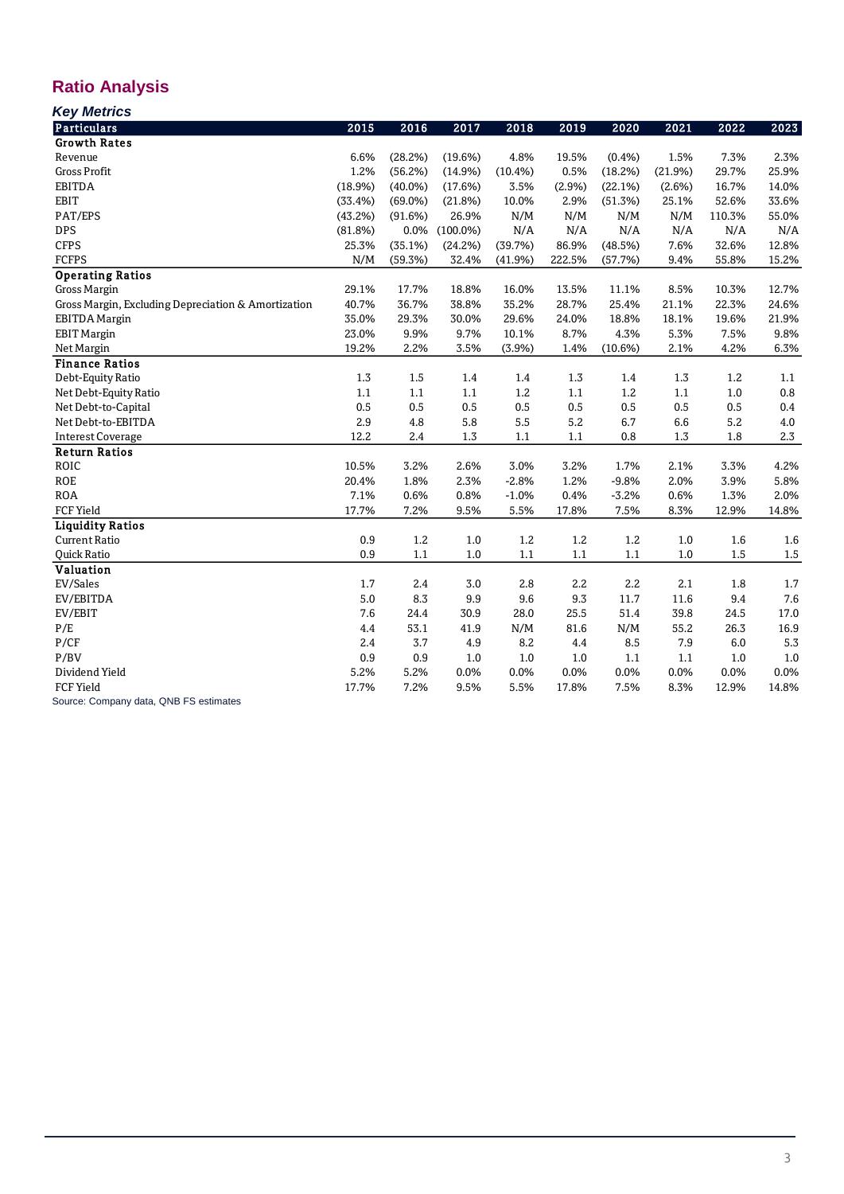## Ratio Analysis

### *Key Metrics*

| Particulars | 2015 | 2016 | 2017 | 2018 | 2019 | 2020 | 2021 | 2022 | 2023 |
|---|---|---|---|---|---|---|---|---|---|
| **Growth Rates** | | | | | | | | | |
| Revenue | 6.6% | (28.2%) | (19.6%) | 4.8% | 19.5% | (0.4%) | 1.5% | 7.3% | 2.3% |
| Gross Profit | 1.2% | (56.2%) | (14.9%) | (10.4%) | 0.5% | (18.2%) | (21.9%) | 29.7% | 25.9% |
| EBITDA | (18.9%) | (40.0%) | (17.6%) | 3.5% | (2.9%) | (22.1%) | (2.6%) | 16.7% | 14.0% |
| EBIT | (33.4%) | (69.0%) | (21.8%) | 10.0% | 2.9% | (51.3%) | 25.1% | 52.6% | 33.6% |
| PAT/EPS | (43.2%) | (91.6%) | 26.9% | N/M | N/M | N/M | N/M | 110.3% | 55.0% |
| DPS | (81.8%) | 0.0% | (100.0%) | N/A | N/A | N/A | N/A | N/A | N/A |
| CFPS | 25.3% | (35.1%) | (24.2%) | (39.7%) | 86.9% | (48.5%) | 7.6% | 32.6% | 12.8% |
| FCFPS | N/M | (59.3%) | 32.4% | (41.9%) | 222.5% | (57.7%) | 9.4% | 55.8% | 15.2% |
| **Operating Ratios** | | | | | | | | | |
| Gross Margin | 29.1% | 17.7% | 18.8% | 16.0% | 13.5% | 11.1% | 8.5% | 10.3% | 12.7% |
| Gross Margin, Excluding Depreciation & Amortization | 40.7% | 36.7% | 38.8% | 35.2% | 28.7% | 25.4% | 21.1% | 22.3% | 24.6% |
| EBITDA Margin | 35.0% | 29.3% | 30.0% | 29.6% | 24.0% | 18.8% | 18.1% | 19.6% | 21.9% |
| EBIT Margin | 23.0% | 9.9% | 9.7% | 10.1% | 8.7% | 4.3% | 5.3% | 7.5% | 9.8% |
| Net Margin | 19.2% | 2.2% | 3.5% | (3.9%) | 1.4% | (10.6%) | 2.1% | 4.2% | 6.3% |
| **Finance Ratios** | | | | | | | | | |
| Debt-Equity Ratio | 1.3 | 1.5 | 1.4 | 1.4 | 1.3 | 1.4 | 1.3 | 1.2 | 1.1 |
| Net Debt-Equity Ratio | 1.1 | 1.1 | 1.1 | 1.2 | 1.1 | 1.2 | 1.1 | 1.0 | 0.8 |
| Net Debt-to-Capital | 0.5 | 0.5 | 0.5 | 0.5 | 0.5 | 0.5 | 0.5 | 0.5 | 0.4 |
| Net Debt-to-EBITDA | 2.9 | 4.8 | 5.8 | 5.5 | 5.2 | 6.7 | 6.6 | 5.2 | 4.0 |
| Interest Coverage | 12.2 | 2.4 | 1.3 | 1.1 | 1.1 | 0.8 | 1.3 | 1.8 | 2.3 |
| **Return Ratios** | | | | | | | | | |
| ROIC | 10.5% | 3.2% | 2.6% | 3.0% | 3.2% | 1.7% | 2.1% | 3.3% | 4.2% |
| ROE | 20.4% | 1.8% | 2.3% | -2.8% | 1.2% | -9.8% | 2.0% | 3.9% | 5.8% |
| ROA | 7.1% | 0.6% | 0.8% | -1.0% | 0.4% | -3.2% | 0.6% | 1.3% | 2.0% |
| FCF Yield | 17.7% | 7.2% | 9.5% | 5.5% | 17.8% | 7.5% | 8.3% | 12.9% | 14.8% |
| **Liquidity Ratios** | | | | | | | | | |
| Current Ratio | 0.9 | 1.2 | 1.0 | 1.2 | 1.2 | 1.2 | 1.0 | 1.6 | 1.6 |
| Quick Ratio | 0.9 | 1.1 | 1.0 | 1.1 | 1.1 | 1.1 | 1.0 | 1.5 | 1.5 |
| **Valuation** | | | | | | | | | |
| EV/Sales | 1.7 | 2.4 | 3.0 | 2.8 | 2.2 | 2.2 | 2.1 | 1.8 | 1.7 |
| EV/EBITDA | 5.0 | 8.3 | 9.9 | 9.6 | 9.3 | 11.7 | 11.6 | 9.4 | 7.6 |
| EV/EBIT | 7.6 | 24.4 | 30.9 | 28.0 | 25.5 | 51.4 | 39.8 | 24.5 | 17.0 |
| P/E | 4.4 | 53.1 | 41.9 | N/M | 81.6 | N/M | 55.2 | 26.3 | 16.9 |
| P/CF | 2.4 | 3.7 | 4.9 | 8.2 | 4.4 | 8.5 | 7.9 | 6.0 | 5.3 |
| P/BV | 0.9 | 0.9 | 1.0 | 1.0 | 1.0 | 1.1 | 1.1 | 1.0 | 1.0 |
| Dividend Yield | 5.2% | 5.2% | 0.0% | 0.0% | 0.0% | 0.0% | 0.0% | 0.0% | 0.0% |
| FCF Yield | 17.7% | 7.2% | 9.5% | 5.5% | 17.8% | 7.5% | 8.3% | 12.9% | 14.8% |

Source: Company data, QNB FS estimates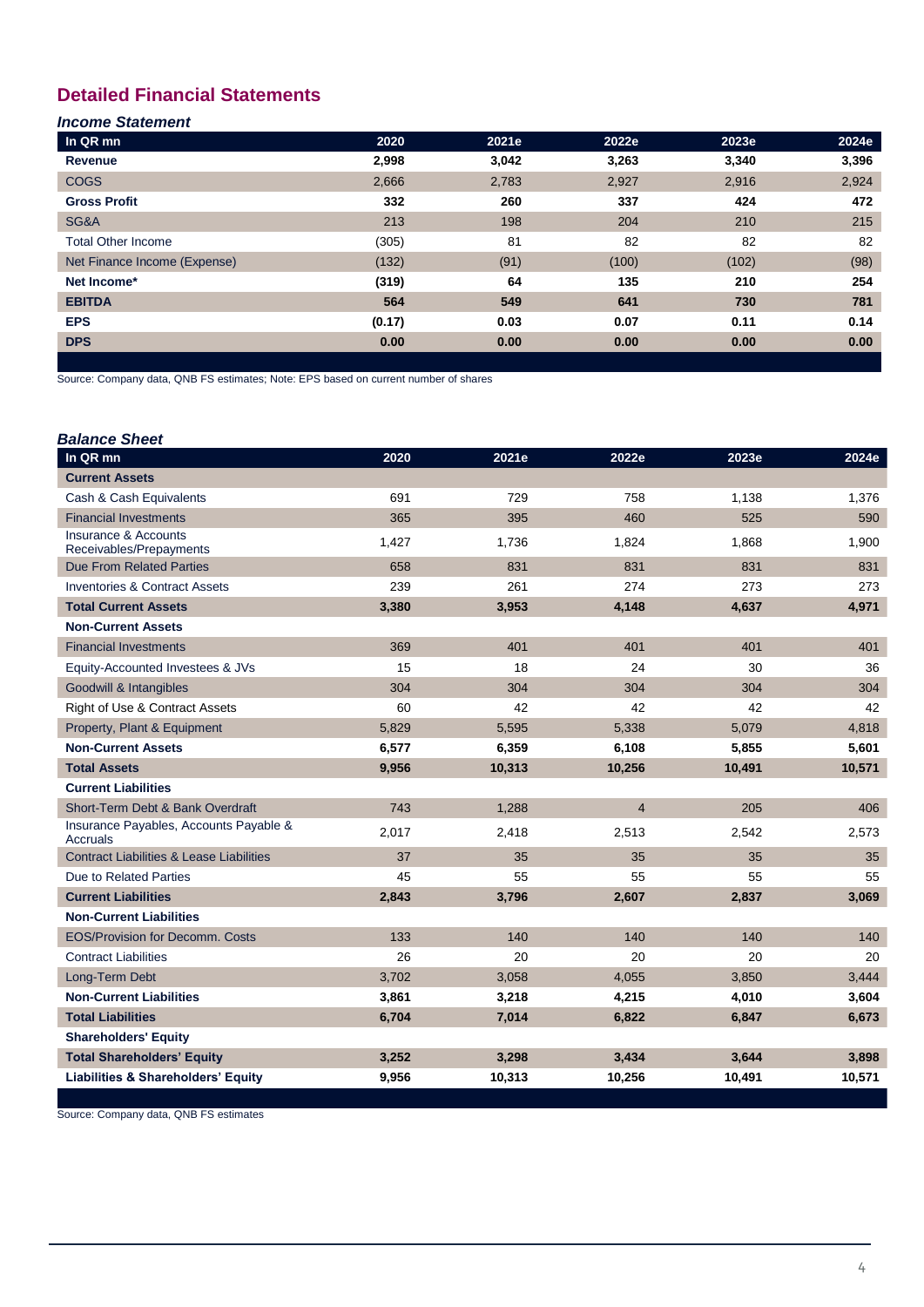## Detailed Financial Statements

### *Income Statement*

| In QR mn | 2020 | 2021e | 2022e | 2023e | 2024e |
|---|---|---|---|---|---|
| **Revenue** | **2,998** | **3,042** | **3,263** | **3,340** | **3,396** |
| COGS | 2,666 | 2,783 | 2,927 | 2,916 | 2,924 |
| **Gross Profit** | **332** | **260** | **337** | **424** | **472** |
| SG&A | 213 | 198 | 204 | 210 | 215 |
| Total Other Income | (305) | 81 | 82 | 82 | 82 |
| Net Finance Income (Expense) | (132) | (91) | (100) | (102) | (98) |
| **Net Income*** | **(319)** | **64** | **135** | **210** | **254** |
| **EBITDA** | **564** | **549** | **641** | **730** | **781** |
| **EPS** | **(0.17)** | **0.03** | **0.07** | **0.11** | **0.14** |
| **DPS** | **0.00** | **0.00** | **0.00** | **0.00** | **0.00** |

Source: Company data, QNB FS estimates; Note: EPS based on current number of shares

### *Balance Sheet*

| In QR mn | 2020 | 2021e | 2022e | 2023e | 2024e |
|---|---|---|---|---|---|
| **Current Assets** | | | | | |
| Cash & Cash Equivalents | 691 | 729 | 758 | 1,138 | 1,376 |
| Financial Investments | 365 | 395 | 460 | 525 | 590 |
| Insurance & Accounts Receivables/Prepayments | 1,427 | 1,736 | 1,824 | 1,868 | 1,900 |
| Due From Related Parties | 658 | 831 | 831 | 831 | 831 |
| Inventories & Contract Assets | 239 | 261 | 274 | 273 | 273 |
| **Total Current Assets** | **3,380** | **3,953** | **4,148** | **4,637** | **4,971** |
| **Non-Current Assets** | | | | | |
| Financial Investments | 369 | 401 | 401 | 401 | 401 |
| Equity-Accounted Investees & JVs | 15 | 18 | 24 | 30 | 36 |
| Goodwill & Intangibles | 304 | 304 | 304 | 304 | 304 |
| Right of Use & Contract Assets | 60 | 42 | 42 | 42 | 42 |
| Property, Plant & Equipment | 5,829 | 5,595 | 5,338 | 5,079 | 4,818 |
| **Non-Current Assets** | **6,577** | **6,359** | **6,108** | **5,855** | **5,601** |
| **Total Assets** | **9,956** | **10,313** | **10,256** | **10,491** | **10,571** |
| **Current Liabilities** | | | | | |
| Short-Term Debt & Bank Overdraft | 743 | 1,288 | 4 | 205 | 406 |
| Insurance Payables, Accounts Payable & Accruals | 2,017 | 2,418 | 2,513 | 2,542 | 2,573 |
| Contract Liabilities & Lease Liabilities | 37 | 35 | 35 | 35 | 35 |
| Due to Related Parties | 45 | 55 | 55 | 55 | 55 |
| **Current Liabilities** | **2,843** | **3,796** | **2,607** | **2,837** | **3,069** |
| **Non-Current Liabilities** | | | | | |
| EOS/Provision for Decomm. Costs | 133 | 140 | 140 | 140 | 140 |
| Contract Liabilities | 26 | 20 | 20 | 20 | 20 |
| Long-Term Debt | 3,702 | 3,058 | 4,055 | 3,850 | 3,444 |
| **Non-Current Liabilities** | **3,861** | **3,218** | **4,215** | **4,010** | **3,604** |
| **Total Liabilities** | **6,704** | **7,014** | **6,822** | **6,847** | **6,673** |
| **Shareholders' Equity** | | | | | |
| **Total Shareholders' Equity** | **3,252** | **3,298** | **3,434** | **3,644** | **3,898** |
| **Liabilities & Shareholders' Equity** | **9,956** | **10,313** | **10,256** | **10,491** | **10,571** |

Source: Company data, QNB FS estimates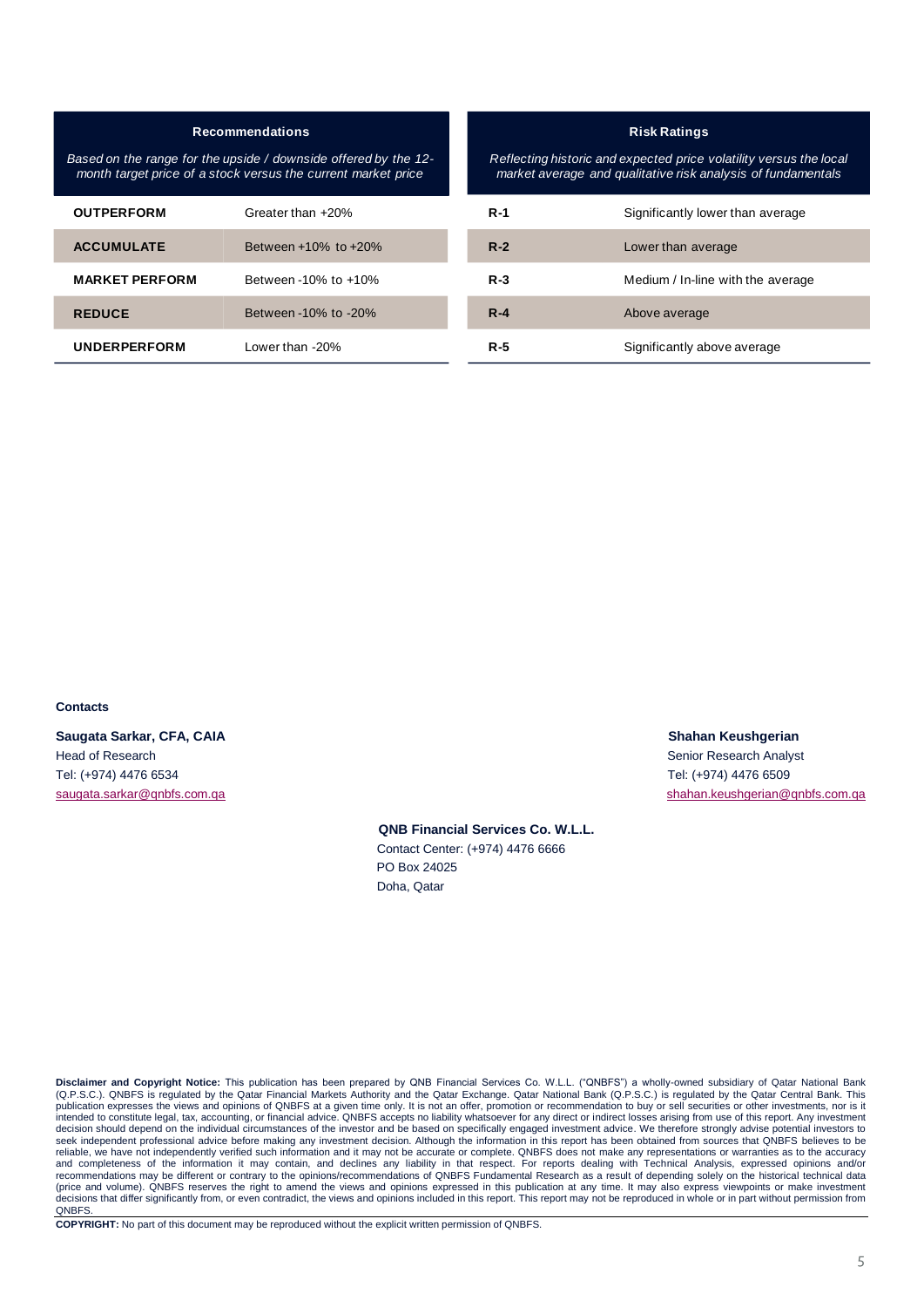| Recommendations | |
|---|---|
| *Based on the range for the upside / downside offered by the 12-month target price of a stock versus the current market price* | |
| **OUTPERFORM** | Greater than +20% |
| **ACCUMULATE** | Between +10% to +20% |
| **MARKET PERFORM** | Between -10% to +10% |
| **REDUCE** | Between -10% to -20% |
| **UNDERPERFORM** | Lower than -20% |

| Risk Ratings | |
|---|---|
| *Reflecting historic and expected price volatility versus the local market average and qualitative risk analysis of fundamentals* | |
| **R-1** | Significantly lower than average |
| **R-2** | Lower than average |
| **R-3** | Medium / In-line with the average |
| **R-4** | Above average |
| **R-5** | Significantly above average |

**Contacts**

**Saugata Sarkar, CFA, CAIA**
Head of Research
Tel: (+974) 4476 6534
saugata.sarkar@qnbfs.com.qa

**Shahan Keushgerian**
Senior Research Analyst
Tel: (+974) 4476 6509
shahan.keushgerian@qnbfs.com.qa

**QNB Financial Services Co. W.L.L.**
Contact Center: (+974) 4476 6666
PO Box 24025
Doha, Qatar

**Disclaimer and Copyright Notice:** This publication has been prepared by QNB Financial Services Co. W.L.L. ("QNBFS") a wholly-owned subsidiary of Qatar National Bank (Q.P.S.C.). QNBFS is regulated by the Qatar Financial Markets Authority and the Qatar Exchange. Qatar National Bank (Q.P.S.C.) is regulated by the Qatar Central Bank. This publication expresses the views and opinions of QNBFS at a given time only. It is not an offer, promotion or recommendation to buy or sell securities or other investments, nor is it intended to constitute legal, tax, accounting, or financial advice. QNBFS accepts no liability whatsoever for any direct or indirect losses arising from use of this report. Any investment decision should depend on the individual circumstances of the investor and be based on specifically engaged investment advice. We therefore strongly advise potential investors to seek independent professional advice before making any investment decision. Although the information in this report has been obtained from sources that QNBFS believes to be reliable, we have not independently verified such information and it may not be accurate or complete. QNBFS does not make any representations or warranties as to the accuracy and completeness of the information it may contain, and declines any liability in that respect. For reports dealing with Technical Analysis, expressed opinions and/or recommendations may be different or contrary to the opinions/recommendations of QNBFS Fundamental Research as a result of depending solely on the historical technical data (price and volume). QNBFS reserves the right to amend the views and opinions expressed in this publication at any time. It may also express viewpoints or make investment decisions that differ significantly from, or even contradict, the views and opinions included in this report. This report may not be reproduced in whole or in part without permission from QNBFS.

**COPYRIGHT:** No part of this document may be reproduced without the explicit written permission of QNBFS.